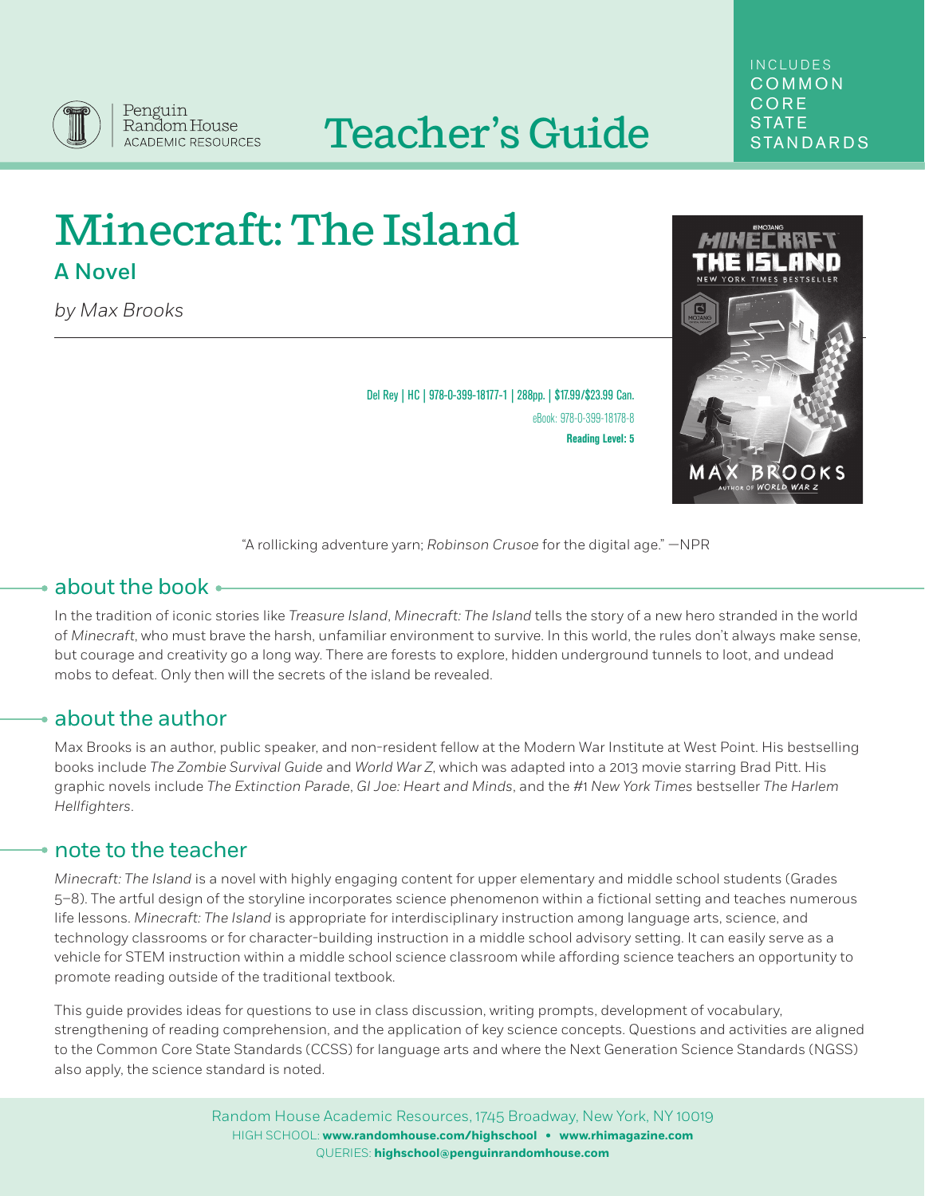Penguin Random House ACADEMIC RESOURCES

# Teacher's Guide

INCLUDES COMMON CORE STATE STANDARDS

# Minecraft: The Island

## A Novel

*by Max Brooks*

Del Rey | HC | 978-0-399-18177-1 | 288pp. | $17.99/$23.99 Can.
eBook: 978-0-399-18178-8
**Reading Level: 5**

"A rollicking adventure yarn; *Robinson Crusoe* for the digital age." —NPR

## about the book

In the tradition of iconic stories like *Treasure Island*, *Minecraft: The Island* tells the story of a new hero stranded in the world of *Minecraft*, who must brave the harsh, unfamiliar environment to survive. In this world, the rules don't always make sense, but courage and creativity go a long way. There are forests to explore, hidden underground tunnels to loot, and undead mobs to defeat. Only then will the secrets of the island be revealed.

## about the author

Max Brooks is an author, public speaker, and non-resident fellow at the Modern War Institute at West Point. His bestselling books include *The Zombie Survival Guide* and *World War Z*, which was adapted into a 2013 movie starring Brad Pitt. His graphic novels include *The Extinction Parade*, *GI Joe: Heart and Minds*, and the #1 *New York Times* bestseller *The Harlem Hellfighters*.

## note to the teacher

*Minecraft: The Island* is a novel with highly engaging content for upper elementary and middle school students (Grades 5–8). The artful design of the storyline incorporates science phenomenon within a fictional setting and teaches numerous life lessons. *Minecraft: The Island* is appropriate for interdisciplinary instruction among language arts, science, and technology classrooms or for character-building instruction in a middle school advisory setting. It can easily serve as a vehicle for STEM instruction within a middle school science classroom while affording science teachers an opportunity to promote reading outside of the traditional textbook.

This guide provides ideas for questions to use in class discussion, writing prompts, development of vocabulary, strengthening of reading comprehension, and the application of key science concepts. Questions and activities are aligned to the Common Core State Standards (CCSS) for language arts and where the Next Generation Science Standards (NGSS) also apply, the science standard is noted.

Random House Academic Resources, 1745 Broadway, New York, NY 10019
HIGH SCHOOL: **www.randomhouse.com/highschool** • **www.rhimagazine.com**
QUERIES: **highschool@penguinrandomhouse.com**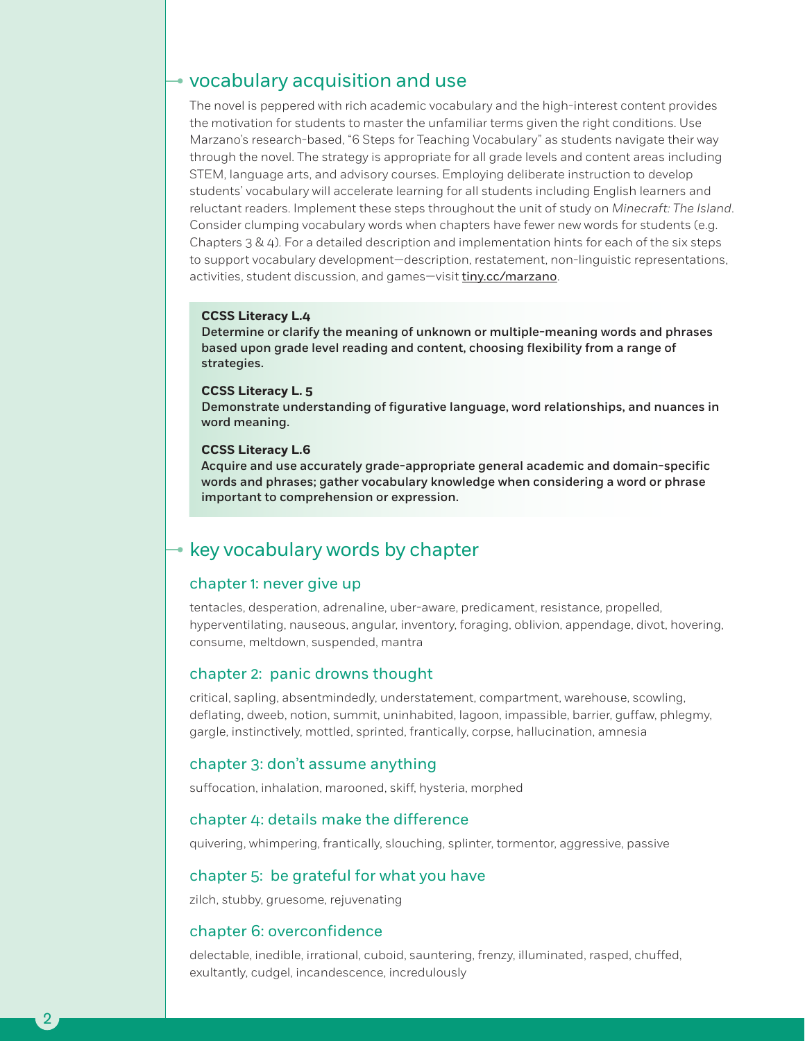## vocabulary acquisition and use

The novel is peppered with rich academic vocabulary and the high-interest content provides the motivation for students to master the unfamiliar terms given the right conditions. Use Marzano's research-based, "6 Steps for Teaching Vocabulary" as students navigate their way through the novel. The strategy is appropriate for all grade levels and content areas including STEM, language arts, and advisory courses. Employing deliberate instruction to develop students' vocabulary will accelerate learning for all students including English learners and reluctant readers. Implement these steps throughout the unit of study on *Minecraft: The Island*. Consider clumping vocabulary words when chapters have fewer new words for students (e.g. Chapters 3 & 4). For a detailed description and implementation hints for each of the six steps to support vocabulary development—description, restatement, non-linguistic representations, activities, student discussion, and games—visit tiny.cc/marzano.

**CCSS Literacy L.4**
**Determine or clarify the meaning of unknown or multiple-meaning words and phrases based upon grade level reading and content, choosing flexibility from a range of strategies.**

**CCSS Literacy L. 5**
**Demonstrate understanding of figurative language, word relationships, and nuances in word meaning.**

**CCSS Literacy L.6**
**Acquire and use accurately grade-appropriate general academic and domain-specific words and phrases; gather vocabulary knowledge when considering a word or phrase important to comprehension or expression.**

## key vocabulary words by chapter

### chapter 1: never give up

tentacles, desperation, adrenaline, uber-aware, predicament, resistance, propelled, hyperventilating, nauseous, angular, inventory, foraging, oblivion, appendage, divot, hovering, consume, meltdown, suspended, mantra

### chapter 2: panic drowns thought

critical, sapling, absentmindedly, understatement, compartment, warehouse, scowling, deflating, dweeb, notion, summit, uninhabited, lagoon, impassible, barrier, guffaw, phlegmy, gargle, instinctively, mottled, sprinted, frantically, corpse, hallucination, amnesia

### chapter 3: don't assume anything

suffocation, inhalation, marooned, skiff, hysteria, morphed

### chapter 4: details make the difference

quivering, whimpering, frantically, slouching, splinter, tormentor, aggressive, passive

### chapter 5: be grateful for what you have

zilch, stubby, gruesome, rejuvenating

### chapter 6: overconfidence

delectable, inedible, irrational, cuboid, sauntering, frenzy, illuminated, rasped, chuffed, exultantly, cudgel, incandescence, incredulously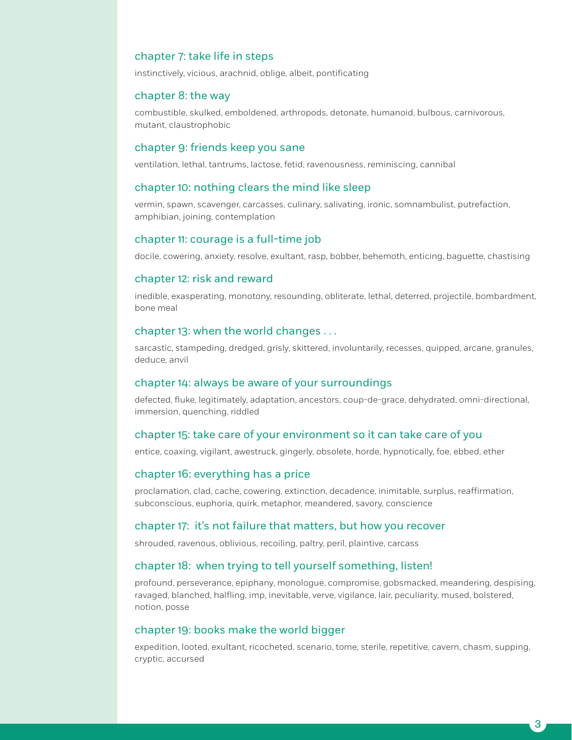## chapter 7: take life in steps

instinctively, vicious, arachnid, oblige, albeit, pontificating

## chapter 8: the way

combustible, skulked, emboldened, arthropods, detonate, humanoid, bulbous, carnivorous, mutant, claustrophobic

## chapter 9: friends keep you sane

ventilation, lethal, tantrums, lactose, fetid, ravenousness, reminiscing, cannibal

## chapter 10: nothing clears the mind like sleep

vermin, spawn, scavenger, carcasses, culinary, salivating, ironic, somnambulist, putrefaction, amphibian, joining, contemplation

## chapter 11: courage is a full-time job

docile, cowering, anxiety, resolve, exultant, rasp, bobber, behemoth, enticing, baguette, chastising

## chapter 12: risk and reward

inedible, exasperating, monotony, resounding, obliterate, lethal, deterred, projectile, bombardment, bone meal

## chapter 13: when the world changes . . .

sarcastic, stampeding, dredged, grisly, skittered, involuntarily, recesses, quipped, arcane, granules, deduce, anvil

## chapter 14: always be aware of your surroundings

defected, fluke, legitimately, adaptation, ancestors, coup-de-grace, dehydrated, omni-directional, immersion, quenching, riddled

## chapter 15: take care of your environment so it can take care of you

entice, coaxing, vigilant, awestruck, gingerly, obsolete, horde, hypnotically, foe, ebbed, ether

## chapter 16: everything has a price

proclamation, clad, cache, cowering, extinction, decadence, inimitable, surplus, reaffirmation, subconscious, euphoria, quirk, metaphor, meandered, savory, conscience

## chapter 17: it's not failure that matters, but how you recover

shrouded, ravenous, oblivious, recoiling, paltry, peril, plaintive, carcass

## chapter 18: when trying to tell yourself something, listen!

profound, perseverance, epiphany, monologue, compromise, gobsmacked, meandering, despising, ravaged, blanched, halfling, imp, inevitable, verve, vigilance, lair, peculiarity, mused, bolstered, notion, posse

## chapter 19: books make the world bigger

expedition, looted, exultant, ricocheted, scenario, tome, sterile, repetitive, cavern, chasm, supping, cryptic, accursed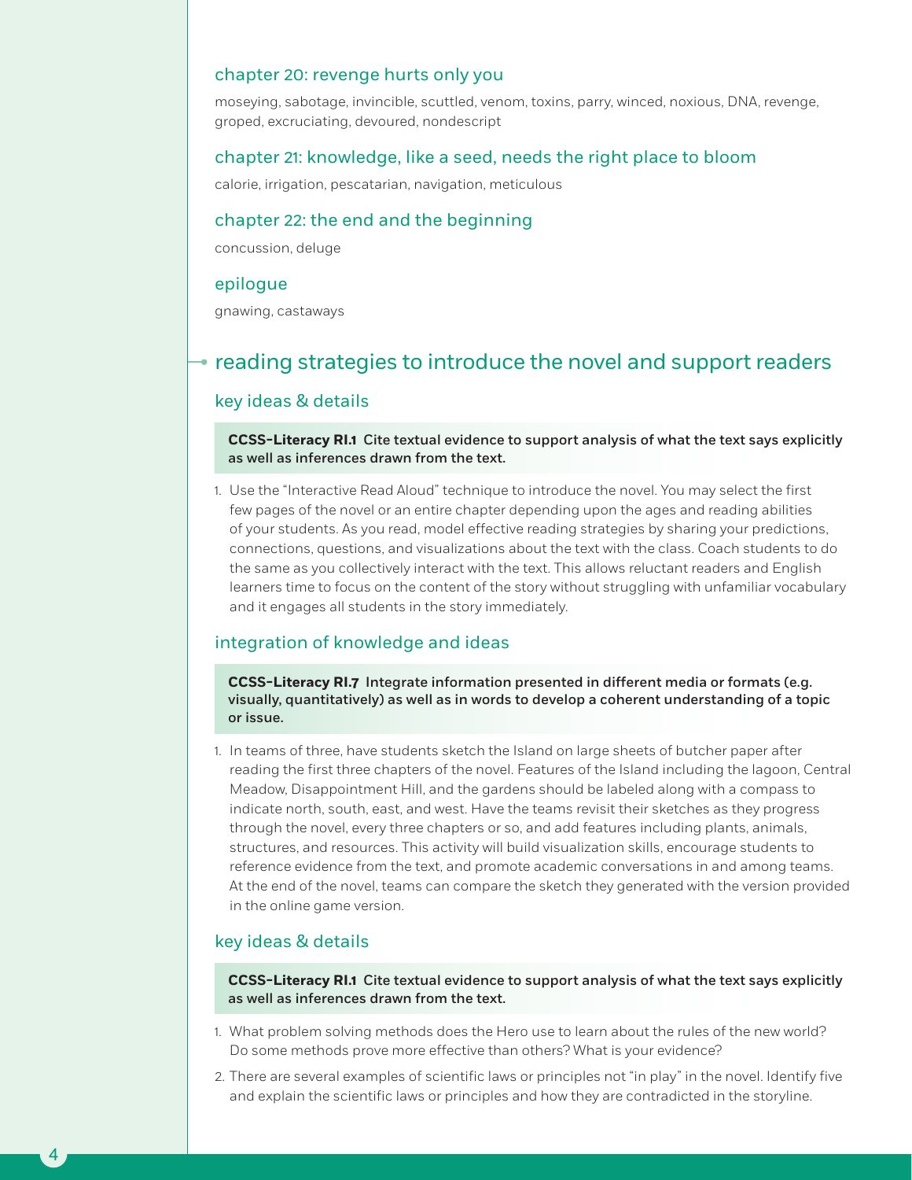### chapter 20: revenge hurts only you

moseying, sabotage, invincible, scuttled, venom, toxins, parry, winced, noxious, DNA, revenge, groped, excruciating, devoured, nondescript

### chapter 21: knowledge, like a seed, needs the right place to bloom

calorie, irrigation, pescatarian, navigation, meticulous

### chapter 22: the end and the beginning

concussion, deluge

### epilogue

gnawing, castaways

## reading strategies to introduce the novel and support readers

### key ideas & details

**CCSS-Literacy RI.1 Cite textual evidence to support analysis of what the text says explicitly as well as inferences drawn from the text.**

1. Use the "Interactive Read Aloud" technique to introduce the novel. You may select the first few pages of the novel or an entire chapter depending upon the ages and reading abilities of your students. As you read, model effective reading strategies by sharing your predictions, connections, questions, and visualizations about the text with the class. Coach students to do the same as you collectively interact with the text. This allows reluctant readers and English learners time to focus on the content of the story without struggling with unfamiliar vocabulary and it engages all students in the story immediately.

### integration of knowledge and ideas

**CCSS-Literacy RI.7 Integrate information presented in different media or formats (e.g. visually, quantitatively) as well as in words to develop a coherent understanding of a topic or issue.**

1. In teams of three, have students sketch the Island on large sheets of butcher paper after reading the first three chapters of the novel. Features of the Island including the lagoon, Central Meadow, Disappointment Hill, and the gardens should be labeled along with a compass to indicate north, south, east, and west. Have the teams revisit their sketches as they progress through the novel, every three chapters or so, and add features including plants, animals, structures, and resources. This activity will build visualization skills, encourage students to reference evidence from the text, and promote academic conversations in and among teams. At the end of the novel, teams can compare the sketch they generated with the version provided in the online game version.

### key ideas & details

**CCSS-Literacy RI.1 Cite textual evidence to support analysis of what the text says explicitly as well as inferences drawn from the text.**

1. What problem solving methods does the Hero use to learn about the rules of the new world? Do some methods prove more effective than others? What is your evidence?
2. There are several examples of scientific laws or principles not "in play" in the novel. Identify five and explain the scientific laws or principles and how they are contradicted in the storyline.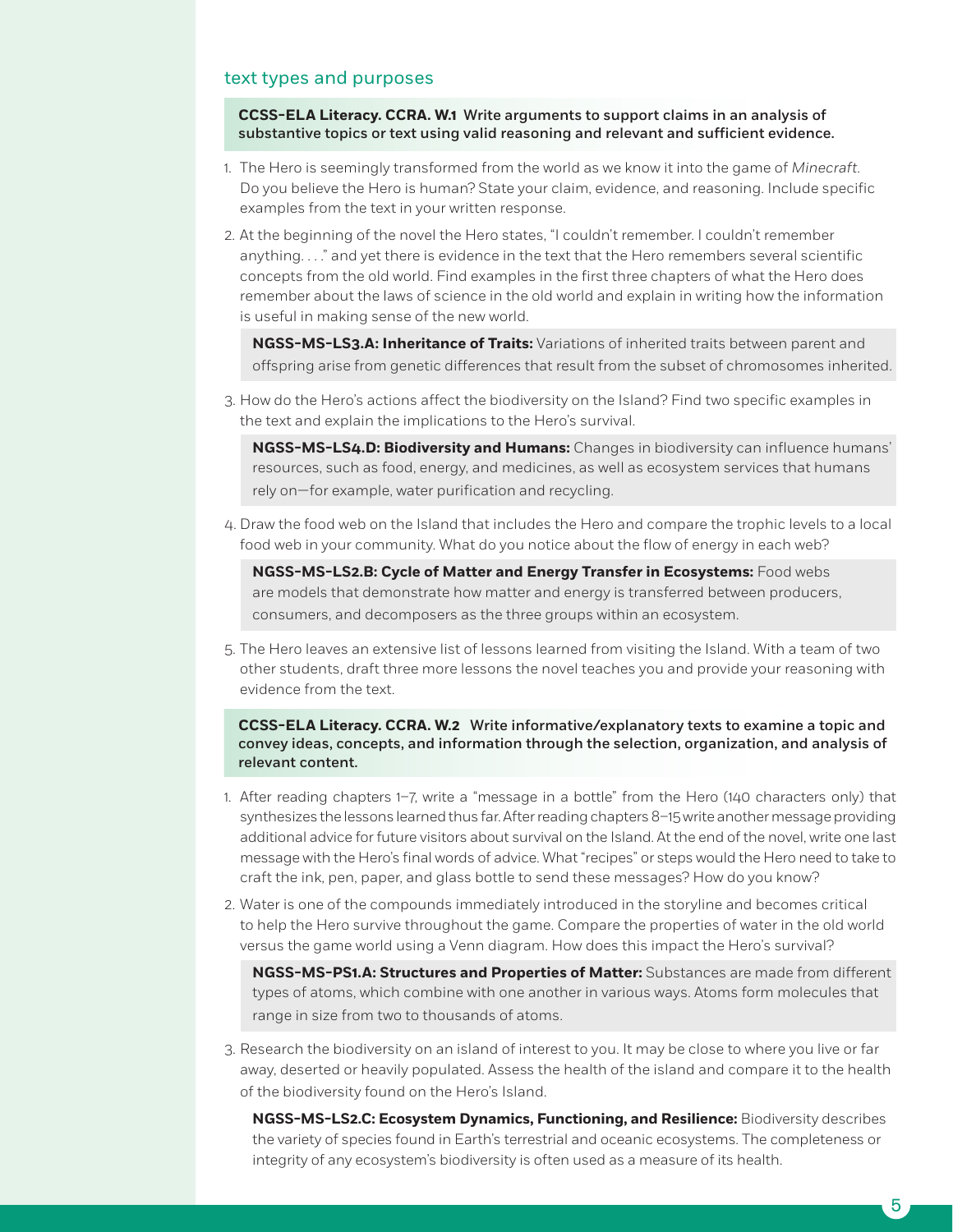## text types and purposes

**CCSS-ELA Literacy. CCRA. W.1 Write arguments to support claims in an analysis of substantive topics or text using valid reasoning and relevant and sufficient evidence.**

1. The Hero is seemingly transformed from the world as we know it into the game of *Minecraft*. Do you believe the Hero is human? State your claim, evidence, and reasoning. Include specific examples from the text in your written response.
2. At the beginning of the novel the Hero states, "I couldn't remember. I couldn't remember anything. . . ." and yet there is evidence in the text that the Hero remembers several scientific concepts from the old world. Find examples in the first three chapters of what the Hero does remember about the laws of science in the old world and explain in writing how the information is useful in making sense of the new world.

   **NGSS-MS-LS3.A: Inheritance of Traits:** Variations of inherited traits between parent and offspring arise from genetic differences that result from the subset of chromosomes inherited.

3. How do the Hero's actions affect the biodiversity on the Island? Find two specific examples in the text and explain the implications to the Hero's survival.

   **NGSS-MS-LS4.D: Biodiversity and Humans:** Changes in biodiversity can influence humans' resources, such as food, energy, and medicines, as well as ecosystem services that humans rely on—for example, water purification and recycling.

4. Draw the food web on the Island that includes the Hero and compare the trophic levels to a local food web in your community. What do you notice about the flow of energy in each web?

   **NGSS-MS-LS2.B: Cycle of Matter and Energy Transfer in Ecosystems:** Food webs are models that demonstrate how matter and energy is transferred between producers, consumers, and decomposers as the three groups within an ecosystem.

5. The Hero leaves an extensive list of lessons learned from visiting the Island. With a team of two other students, draft three more lessons the novel teaches you and provide your reasoning with evidence from the text.

**CCSS-ELA Literacy. CCRA. W.2 Write informative/explanatory texts to examine a topic and convey ideas, concepts, and information through the selection, organization, and analysis of relevant content.**

1. After reading chapters 1–7, write a "message in a bottle" from the Hero (140 characters only) that synthesizes the lessons learned thus far. After reading chapters 8–15 write another message providing additional advice for future visitors about survival on the Island. At the end of the novel, write one last message with the Hero's final words of advice. What "recipes" or steps would the Hero need to take to craft the ink, pen, paper, and glass bottle to send these messages? How do you know?
2. Water is one of the compounds immediately introduced in the storyline and becomes critical to help the Hero survive throughout the game. Compare the properties of water in the old world versus the game world using a Venn diagram. How does this impact the Hero's survival?

   **NGSS-MS-PS1.A: Structures and Properties of Matter:** Substances are made from different types of atoms, which combine with one another in various ways. Atoms form molecules that range in size from two to thousands of atoms.

3. Research the biodiversity on an island of interest to you. It may be close to where you live or far away, deserted or heavily populated. Assess the health of the island and compare it to the health of the biodiversity found on the Hero's Island.

   **NGSS-MS-LS2.C: Ecosystem Dynamics, Functioning, and Resilience:** Biodiversity describes the variety of species found in Earth's terrestrial and oceanic ecosystems. The completeness or integrity of any ecosystem's biodiversity is often used as a measure of its health.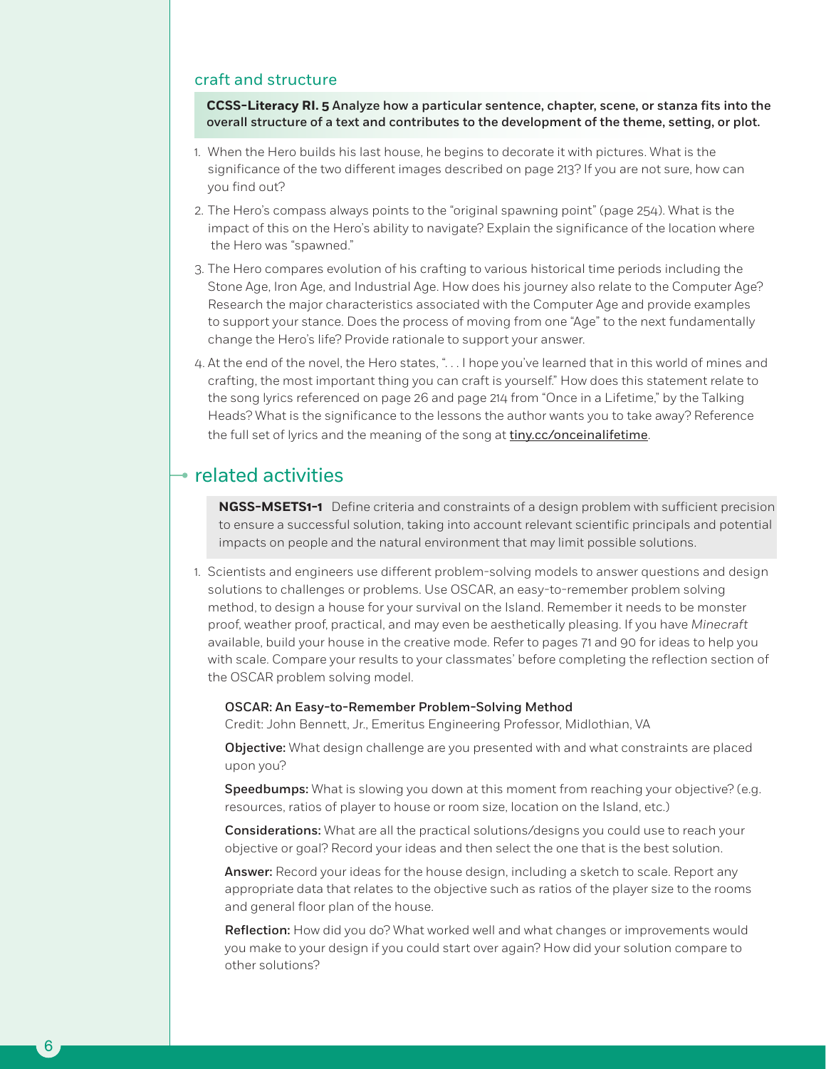## craft and structure

**CCSS-Literacy RI. 5 Analyze how a particular sentence, chapter, scene, or stanza fits into the overall structure of a text and contributes to the development of the theme, setting, or plot.**

1. When the Hero builds his last house, he begins to decorate it with pictures. What is the significance of the two different images described on page 213? If you are not sure, how can you find out?
2. The Hero's compass always points to the "original spawning point" (page 254). What is the impact of this on the Hero's ability to navigate? Explain the significance of the location where the Hero was "spawned."
3. The Hero compares evolution of his crafting to various historical time periods including the Stone Age, Iron Age, and Industrial Age. How does his journey also relate to the Computer Age? Research the major characteristics associated with the Computer Age and provide examples to support your stance. Does the process of moving from one "Age" to the next fundamentally change the Hero's life? Provide rationale to support your answer.
4. At the end of the novel, the Hero states, ". . . I hope you've learned that in this world of mines and crafting, the most important thing you can craft is yourself." How does this statement relate to the song lyrics referenced on page 26 and page 214 from "Once in a Lifetime," by the Talking Heads? What is the significance to the lessons the author wants you to take away? Reference the full set of lyrics and the meaning of the song at tiny.cc/onceinalifetime.

## related activities

**NGSS-MSETS1-1** Define criteria and constraints of a design problem with sufficient precision to ensure a successful solution, taking into account relevant scientific principals and potential impacts on people and the natural environment that may limit possible solutions.

1. Scientists and engineers use different problem-solving models to answer questions and design solutions to challenges or problems. Use OSCAR, an easy-to-remember problem solving method, to design a house for your survival on the Island. Remember it needs to be monster proof, weather proof, practical, and may even be aesthetically pleasing. If you have *Minecraft* available, build your house in the creative mode. Refer to pages 71 and 90 for ideas to help you with scale. Compare your results to your classmates' before completing the reflection section of the OSCAR problem solving model.

**OSCAR: An Easy-to-Remember Problem-Solving Method**
Credit: John Bennett, Jr., Emeritus Engineering Professor, Midlothian, VA

**Objective:** What design challenge are you presented with and what constraints are placed upon you?

**Speedbumps:** What is slowing you down at this moment from reaching your objective? (e.g. resources, ratios of player to house or room size, location on the Island, etc.)

**Considerations:** What are all the practical solutions/designs you could use to reach your objective or goal? Record your ideas and then select the one that is the best solution.

**Answer:** Record your ideas for the house design, including a sketch to scale. Report any appropriate data that relates to the objective such as ratios of the player size to the rooms and general floor plan of the house.

**Reflection:** How did you do? What worked well and what changes or improvements would you make to your design if you could start over again? How did your solution compare to other solutions?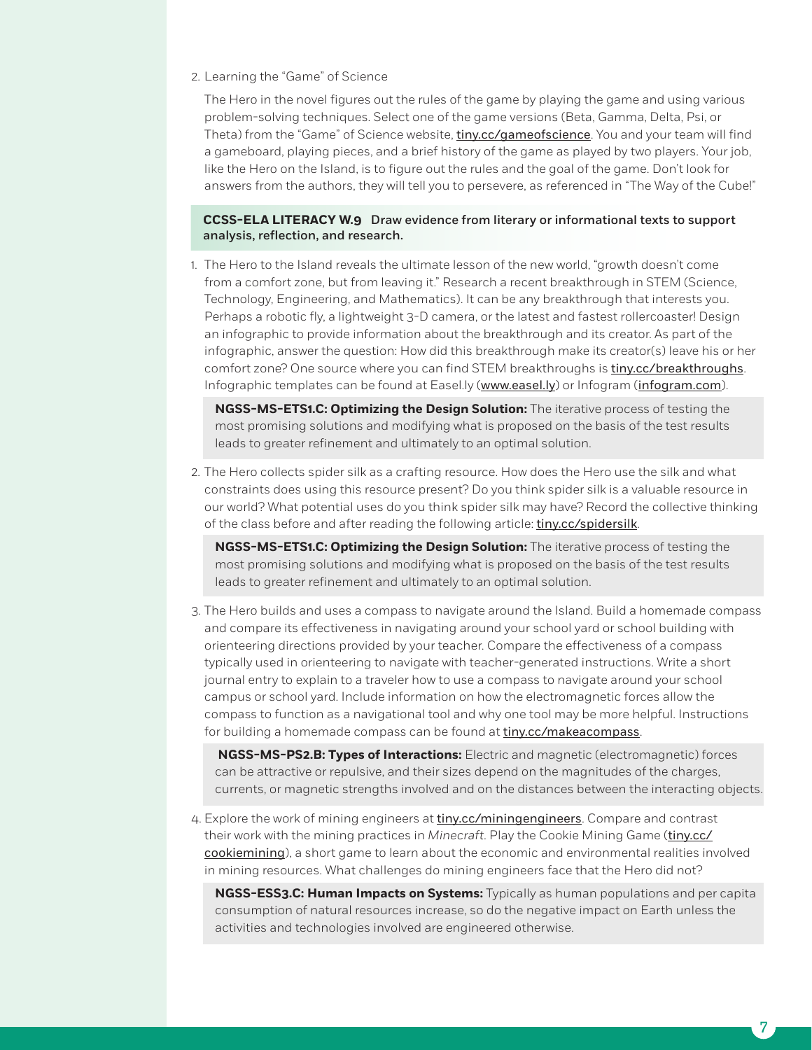2. Learning the "Game" of Science

   The Hero in the novel figures out the rules of the game by playing the game and using various problem-solving techniques. Select one of the game versions (Beta, Gamma, Delta, Psi, or Theta) from the "Game" of Science website, tiny.cc/gameofscience. You and your team will find a gameboard, playing pieces, and a brief history of the game as played by two players. Your job, like the Hero on the Island, is to figure out the rules and the goal of the game. Don't look for answers from the authors, they will tell you to persevere, as referenced in "The Way of the Cube!"

**CCSS-ELA LITERACY W.9 Draw evidence from literary or informational texts to support analysis, reflection, and research.**

1. The Hero to the Island reveals the ultimate lesson of the new world, "growth doesn't come from a comfort zone, but from leaving it." Research a recent breakthrough in STEM (Science, Technology, Engineering, and Mathematics). It can be any breakthrough that interests you. Perhaps a robotic fly, a lightweight 3-D camera, or the latest and fastest rollercoaster! Design an infographic to provide information about the breakthrough and its creator. As part of the infographic, answer the question: How did this breakthrough make its creator(s) leave his or her comfort zone? One source where you can find STEM breakthroughs is tiny.cc/breakthroughs. Infographic templates can be found at Easel.ly (www.easel.ly) or Infogram (infogram.com).

   **NGSS-MS-ETS1.C: Optimizing the Design Solution:** The iterative process of testing the most promising solutions and modifying what is proposed on the basis of the test results leads to greater refinement and ultimately to an optimal solution.

2. The Hero collects spider silk as a crafting resource. How does the Hero use the silk and what constraints does using this resource present? Do you think spider silk is a valuable resource in our world? What potential uses do you think spider silk may have? Record the collective thinking of the class before and after reading the following article: tiny.cc/spidersilk.

   **NGSS-MS-ETS1.C: Optimizing the Design Solution:** The iterative process of testing the most promising solutions and modifying what is proposed on the basis of the test results leads to greater refinement and ultimately to an optimal solution.

3. The Hero builds and uses a compass to navigate around the Island. Build a homemade compass and compare its effectiveness in navigating around your school yard or school building with orienteering directions provided by your teacher. Compare the effectiveness of a compass typically used in orienteering to navigate with teacher-generated instructions. Write a short journal entry to explain to a traveler how to use a compass to navigate around your school campus or school yard. Include information on how the electromagnetic forces allow the compass to function as a navigational tool and why one tool may be more helpful. Instructions for building a homemade compass can be found at tiny.cc/makeacompass.

   **NGSS-MS-PS2.B: Types of Interactions:** Electric and magnetic (electromagnetic) forces can be attractive or repulsive, and their sizes depend on the magnitudes of the charges, currents, or magnetic strengths involved and on the distances between the interacting objects.

4. Explore the work of mining engineers at tiny.cc/miningengineers. Compare and contrast their work with the mining practices in *Minecraft*. Play the Cookie Mining Game (tiny.cc/cookiemining), a short game to learn about the economic and environmental realities involved in mining resources. What challenges do mining engineers face that the Hero did not?

   **NGSS-ESS3.C: Human Impacts on Systems:** Typically as human populations and per capita consumption of natural resources increase, so do the negative impact on Earth unless the activities and technologies involved are engineered otherwise.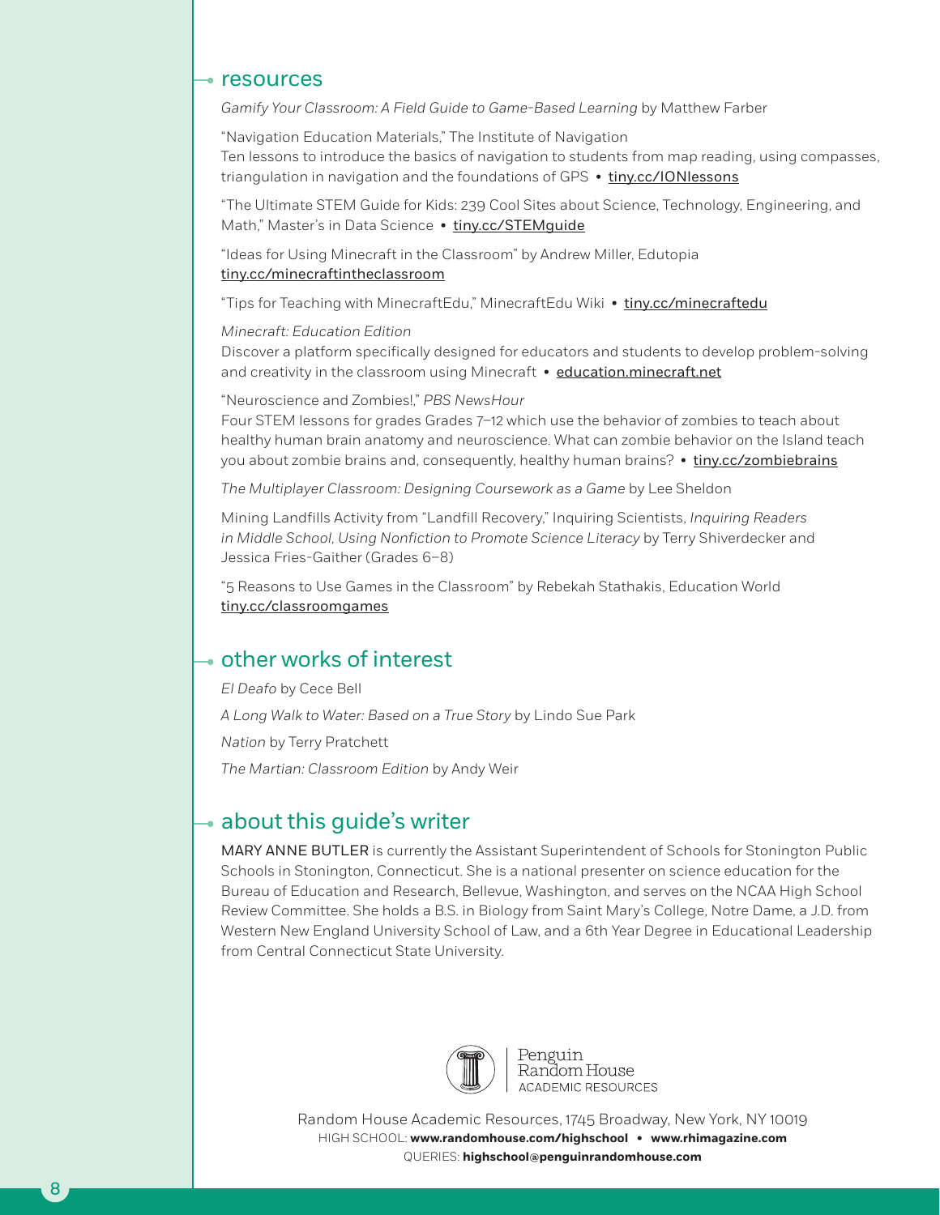## resources

*Gamify Your Classroom: A Field Guide to Game-Based Learning* by Matthew Farber

"Navigation Education Materials," The Institute of Navigation
Ten lessons to introduce the basics of navigation to students from map reading, using compasses, triangulation in navigation and the foundations of GPS • tiny.cc/IONlessons

"The Ultimate STEM Guide for Kids: 239 Cool Sites about Science, Technology, Engineering, and Math," Master's in Data Science • tiny.cc/STEMguide

"Ideas for Using Minecraft in the Classroom" by Andrew Miller, Edutopia
tiny.cc/minecraftintheclassroom

"Tips for Teaching with MinecraftEdu," MinecraftEdu Wiki • tiny.cc/minecraftedu

*Minecraft: Education Edition*
Discover a platform specifically designed for educators and students to develop problem-solving and creativity in the classroom using Minecraft • education.minecraft.net

"Neuroscience and Zombies!," *PBS NewsHour*
Four STEM lessons for grades Grades 7–12 which use the behavior of zombies to teach about healthy human brain anatomy and neuroscience. What can zombie behavior on the Island teach you about zombie brains and, consequently, healthy human brains? • tiny.cc/zombiebrains

*The Multiplayer Classroom: Designing Coursework as a Game* by Lee Sheldon

Mining Landfills Activity from "Landfill Recovery," Inquiring Scientists, *Inquiring Readers in Middle School, Using Nonfiction to Promote Science Literacy* by Terry Shiverdecker and Jessica Fries-Gaither (Grades 6–8)

"5 Reasons to Use Games in the Classroom" by Rebekah Stathakis, Education World
tiny.cc/classroomgames

## other works of interest

*El Deafo* by Cece Bell

*A Long Walk to Water: Based on a True Story* by Lindo Sue Park

*Nation* by Terry Pratchett

*The Martian: Classroom Edition* by Andy Weir

## about this guide's writer

MARY ANNE BUTLER is currently the Assistant Superintendent of Schools for Stonington Public Schools in Stonington, Connecticut. She is a national presenter on science education for the Bureau of Education and Research, Bellevue, Washington, and serves on the NCAA High School Review Committee. She holds a B.S. in Biology from Saint Mary's College, Notre Dame, a J.D. from Western New England University School of Law, and a 6th Year Degree in Educational Leadership from Central Connecticut State University.

Penguin Random House ACADEMIC RESOURCES

Random House Academic Resources, 1745 Broadway, New York, NY 10019
HIGH SCHOOL: **www.randomhouse.com/highschool** • **www.rhimagazine.com**
QUERIES: **highschool@penguinrandomhouse.com**